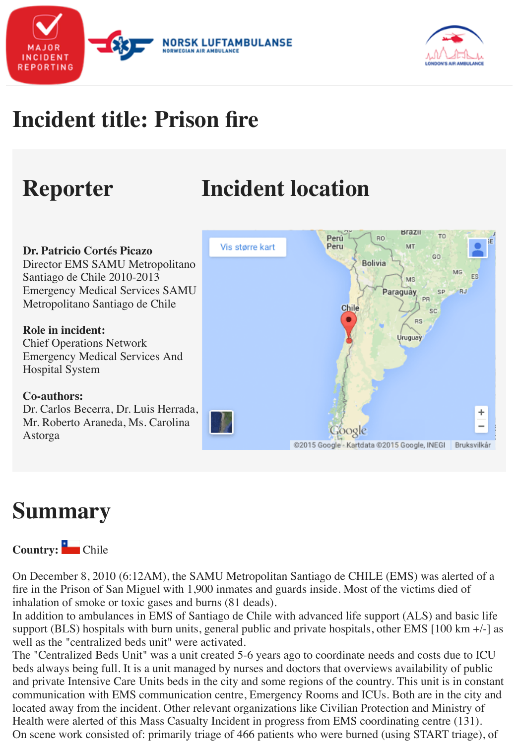# Incident title: Prison fire

## Reporter

**Dr. Patricio Cortés Picazo**
Director EMS SAMU Metropolitano Santiago de Chile 2010-2013
Emergency Medical Services SAMU Metropolitano Santiago de Chile

**Role in incident:**
Chief Operations Network Emergency Medical Services And Hospital System

**Co-authors:**
Dr. Carlos Becerra, Dr. Luis Herrada, Mr. Roberto Araneda, Ms. Carolina Astorga

## Incident location

# Summary

**Country:** Chile

On December 8, 2010 (6:12AM), the SAMU Metropolitan Santiago de CHILE (EMS) was alerted of a fire in the Prison of San Miguel with 1,900 inmates and guards inside. Most of the victims died of inhalation of smoke or toxic gases and burns (81 deads).
In addition to ambulances in EMS of Santiago de Chile with advanced life support (ALS) and basic life support (BLS) hospitals with burn units, general public and private hospitals, other EMS [100 km +/-] as well as the "centralized beds unit" were activated.
The "Centralized Beds Unit" was a unit created 5-6 years ago to coordinate needs and costs due to ICU beds always being full. It is a unit managed by nurses and doctors that overviews availability of public and private Intensive Care Units beds in the city and some regions of the country. This unit is in constant communication with EMS communication centre, Emergency Rooms and ICUs. Both are in the city and located away from the incident. Other relevant organizations like Civilian Protection and Ministry of Health were alerted of this Mass Casualty Incident in progress from EMS coordinating centre (131).
On scene work consisted of: primarily triage of 466 patients who were burned (using START triage), of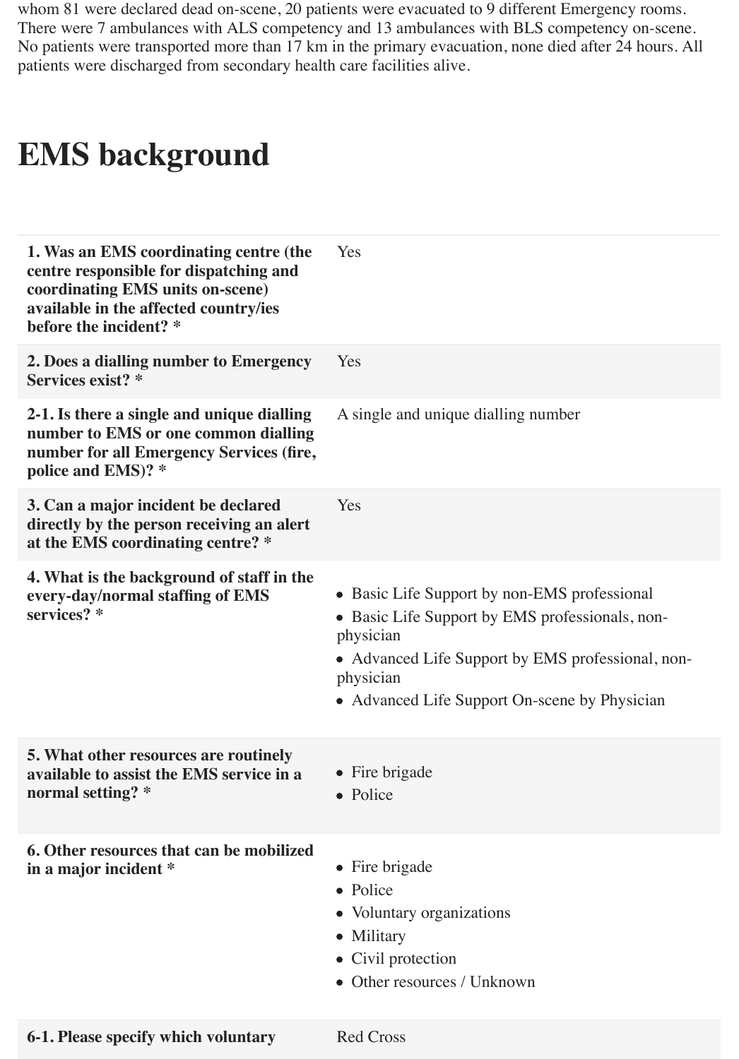whom 81 were declared dead on-scene, 20 patients were evacuated to 9 different Emergency rooms. There were 7 ambulances with ALS competency and 13 ambulances with BLS competency on-scene. No patients were transported more than 17 km in the primary evacuation, none died after 24 hours. All patients were discharged from secondary health care facilities alive.

# EMS background

| | |
|---|---|
| **1. Was an EMS coordinating centre (the centre responsible for dispatching and coordinating EMS units on-scene) available in the affected country/ies before the incident? *** | Yes |
| **2. Does a dialling number to Emergency Services exist? *** | Yes |
| **2-1. Is there a single and unique dialling number to EMS or one common dialling number for all Emergency Services (fire, police and EMS)? *** | A single and unique dialling number |
| **3. Can a major incident be declared directly by the person receiving an alert at the EMS coordinating centre? *** | Yes |
| **4. What is the background of staff in the every-day/normal staffing of EMS services? *** | • Basic Life Support by non-EMS professional<br>• Basic Life Support by EMS professionals, non-physician<br>• Advanced Life Support by EMS professional, non-physician<br>• Advanced Life Support On-scene by Physician |
| **5. What other resources are routinely available to assist the EMS service in a normal setting? *** | • Fire brigade<br>• Police |
| **6. Other resources that can be mobilized in a major incident *** | • Fire brigade<br>• Police<br>• Voluntary organizations<br>• Military<br>• Civil protection<br>• Other resources / Unknown |
| **6-1. Please specify which voluntary** | Red Cross |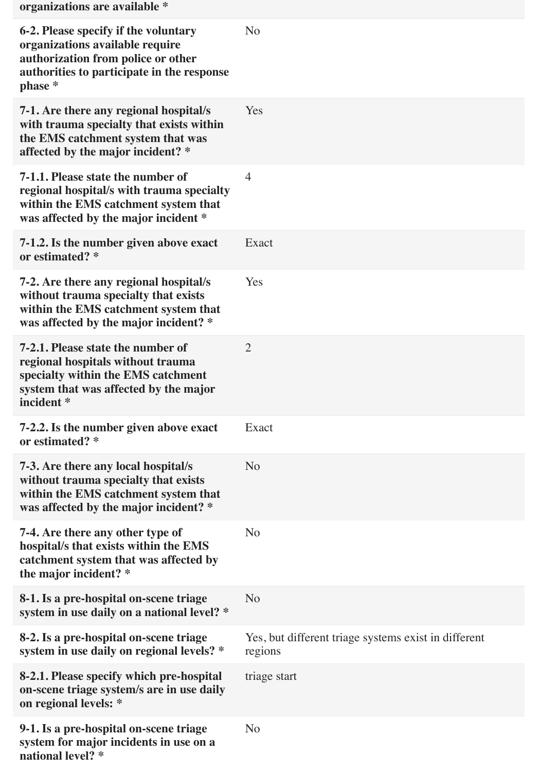| | |
|---|---|
| **organizations are available *** | |
| **6-2. Please specify if the voluntary organizations available require authorization from police or other authorities to participate in the response phase *** | No |
| **7-1. Are there any regional hospital/s with trauma specialty that exists within the EMS catchment system that was affected by the major incident? *** | Yes |
| **7-1.1. Please state the number of regional hospital/s with trauma specialty within the EMS catchment system that was affected by the major incident *** | 4 |
| **7-1.2. Is the number given above exact or estimated? *** | Exact |
| **7-2. Are there any regional hospital/s without trauma specialty that exists within the EMS catchment system that was affected by the major incident? *** | Yes |
| **7-2.1. Please state the number of regional hospitals without trauma specialty within the EMS catchment system that was affected by the major incident *** | 2 |
| **7-2.2. Is the number given above exact or estimated? *** | Exact |
| **7-3. Are there any local hospital/s without trauma specialty that exists within the EMS catchment system that was affected by the major incident? *** | No |
| **7-4. Are there any other type of hospital/s that exists within the EMS catchment system that was affected by the major incident? *** | No |
| **8-1. Is a pre-hospital on-scene triage system in use daily on a national level? *** | No |
| **8-2. Is a pre-hospital on-scene triage system in use daily on regional levels? *** | Yes, but different triage systems exist in different regions |
| **8-2.1. Please specify which pre-hospital on-scene triage system/s are in use daily on regional levels: *** | triage start |
| **9-1. Is a pre-hospital on-scene triage system for major incidents in use on a national level? *** | No |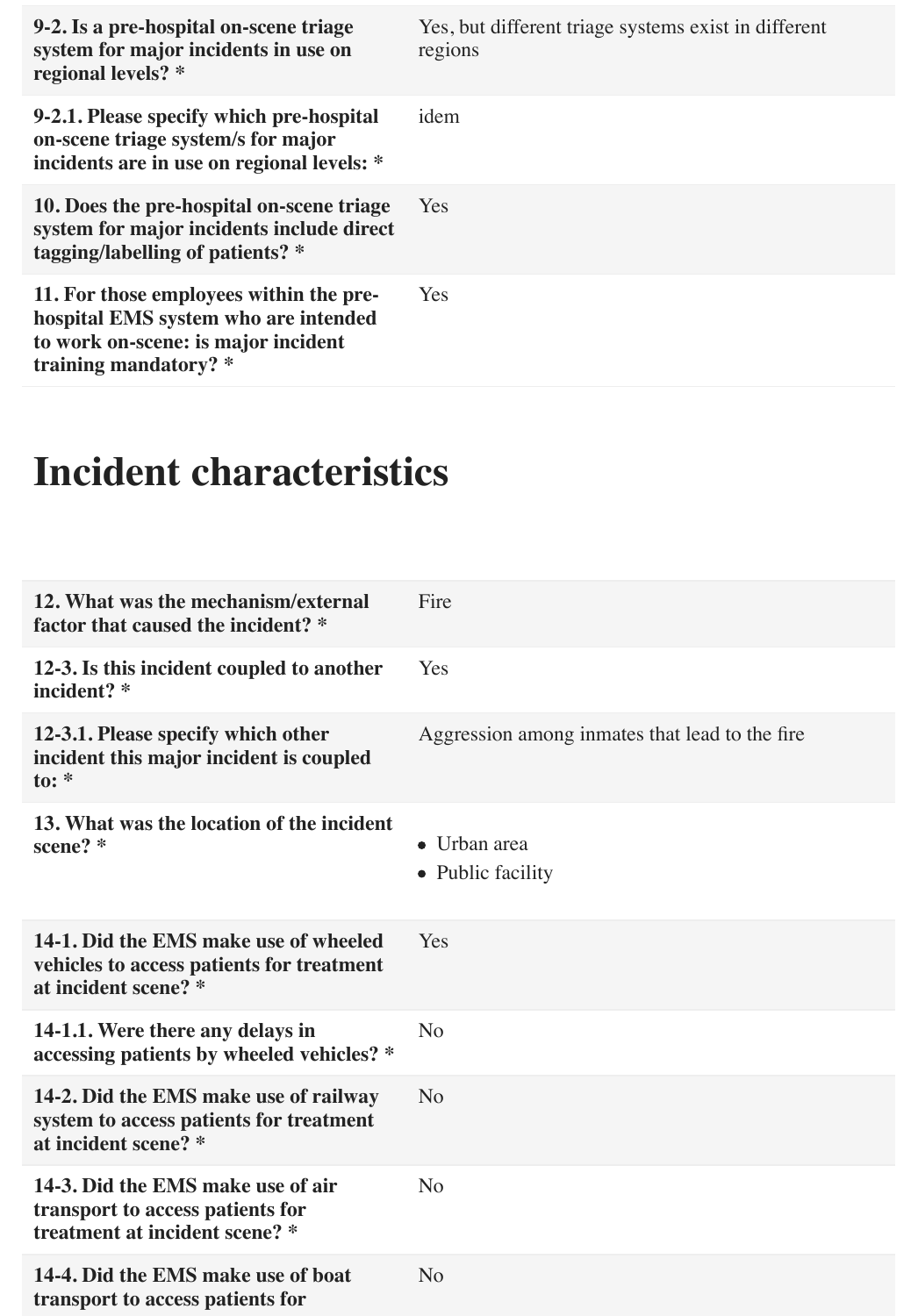| | |
|---|---|
| **9-2. Is a pre-hospital on-scene triage system for major incidents in use on regional levels? *** | Yes, but different triage systems exist in different regions |
| **9-2.1. Please specify which pre-hospital on-scene triage system/s for major incidents are in use on regional levels: *** | idem |
| **10. Does the pre-hospital on-scene triage system for major incidents include direct tagging/labelling of patients? *** | Yes |
| **11. For those employees within the pre-hospital EMS system who are intended to work on-scene: is major incident training mandatory? *** | Yes |

# Incident characteristics

| | |
|---|---|
| **12. What was the mechanism/external factor that caused the incident? *** | Fire |
| **12-3. Is this incident coupled to another incident? *** | Yes |
| **12-3.1. Please specify which other incident this major incident is coupled to: *** | Aggression among inmates that lead to the fire |
| **13. What was the location of the incident scene? *** | • Urban area<br>• Public facility |
| **14-1. Did the EMS make use of wheeled vehicles to access patients for treatment at incident scene? *** | Yes |
| **14-1.1. Were there any delays in accessing patients by wheeled vehicles? *** | No |
| **14-2. Did the EMS make use of railway system to access patients for treatment at incident scene? *** | No |
| **14-3. Did the EMS make use of air transport to access patients for treatment at incident scene? *** | No |
| **14-4. Did the EMS make use of boat transport to access patients for** | No |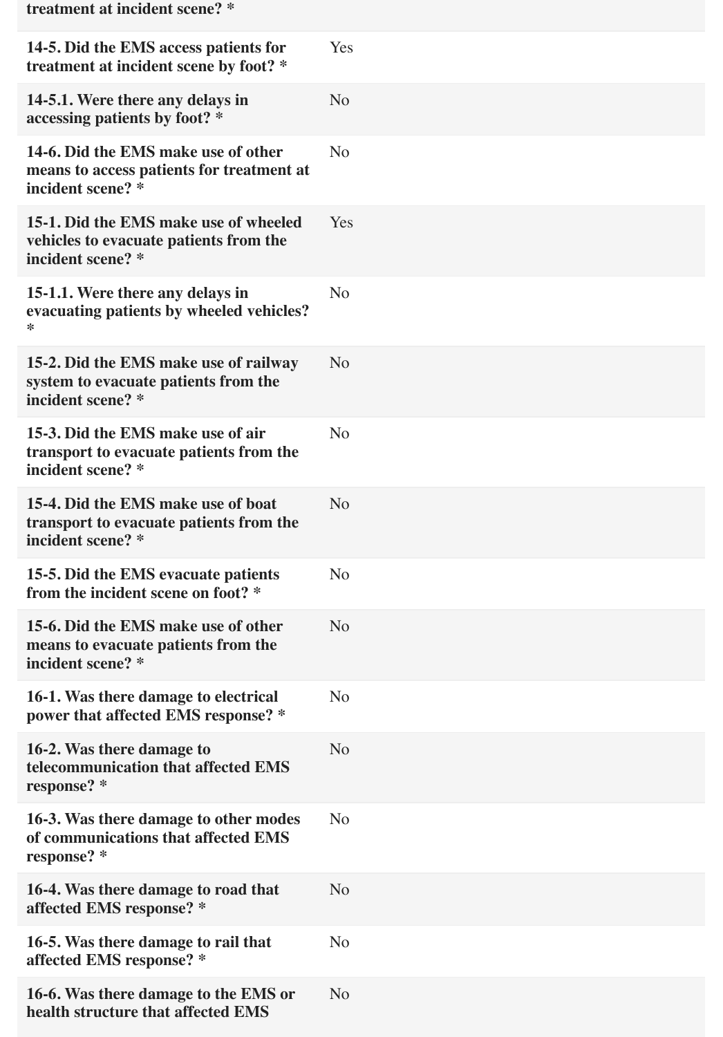| | |
|---|---|
| **treatment at incident scene? *** | |
| **14-5. Did the EMS access patients for treatment at incident scene by foot? *** | Yes |
| **14-5.1. Were there any delays in accessing patients by foot? *** | No |
| **14-6. Did the EMS make use of other means to access patients for treatment at incident scene? *** | No |
| **15-1. Did the EMS make use of wheeled vehicles to evacuate patients from the incident scene? *** | Yes |
| **15-1.1. Were there any delays in evacuating patients by wheeled vehicles? *** | No |
| **15-2. Did the EMS make use of railway system to evacuate patients from the incident scene? *** | No |
| **15-3. Did the EMS make use of air transport to evacuate patients from the incident scene? *** | No |
| **15-4. Did the EMS make use of boat transport to evacuate patients from the incident scene? *** | No |
| **15-5. Did the EMS evacuate patients from the incident scene on foot? *** | No |
| **15-6. Did the EMS make use of other means to evacuate patients from the incident scene? *** | No |
| **16-1. Was there damage to electrical power that affected EMS response? *** | No |
| **16-2. Was there damage to telecommunication that affected EMS response? *** | No |
| **16-3. Was there damage to other modes of communications that affected EMS response? *** | No |
| **16-4. Was there damage to road that affected EMS response? *** | No |
| **16-5. Was there damage to rail that affected EMS response? *** | No |
| **16-6. Was there damage to the EMS or health structure that affected EMS** | No |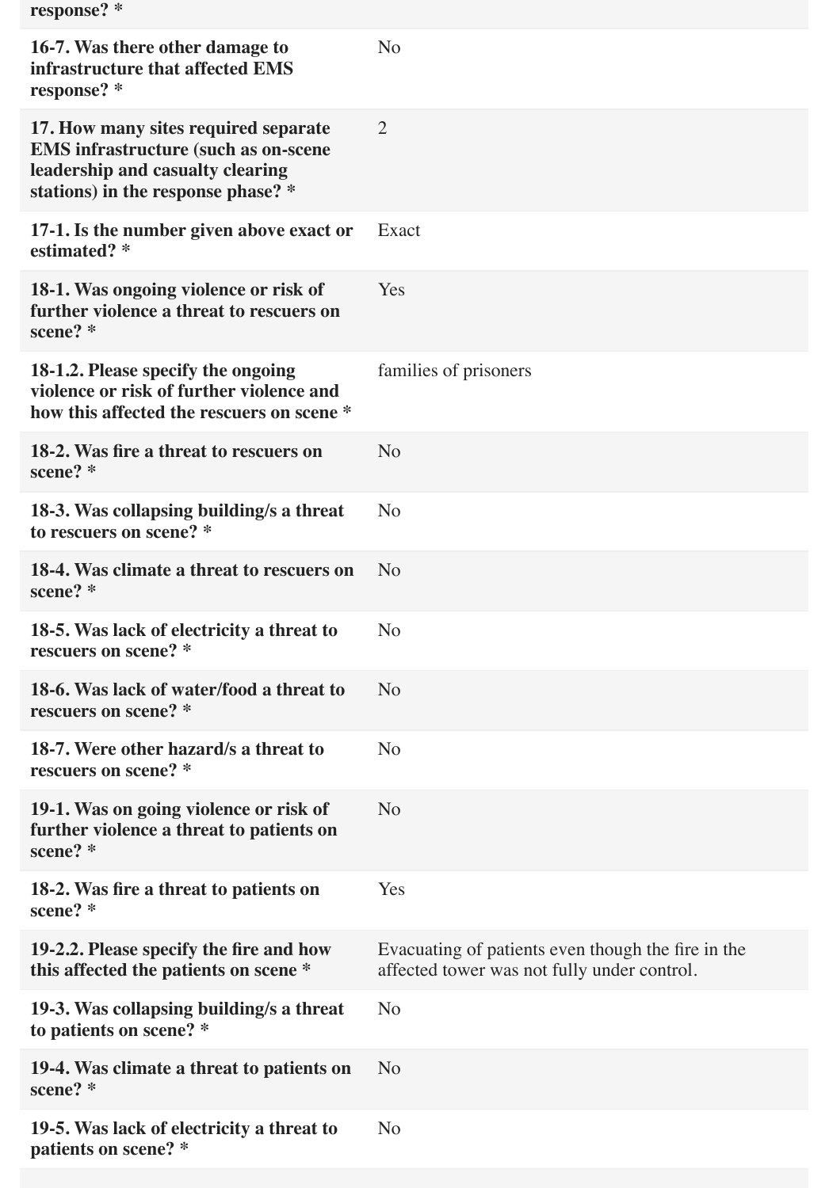| | |
|---|---|
| **response? *** | |
| **16-7. Was there other damage to infrastructure that affected EMS response? *** | No |
| **17. How many sites required separate EMS infrastructure (such as on-scene leadership and casualty clearing stations) in the response phase? *** | 2 |
| **17-1. Is the number given above exact or estimated? *** | Exact |
| **18-1. Was ongoing violence or risk of further violence a threat to rescuers on scene? *** | Yes |
| **18-1.2. Please specify the ongoing violence or risk of further violence and how this affected the rescuers on scene *** | families of prisoners |
| **18-2. Was fire a threat to rescuers on scene? *** | No |
| **18-3. Was collapsing building/s a threat to rescuers on scene? *** | No |
| **18-4. Was climate a threat to rescuers on scene? *** | No |
| **18-5. Was lack of electricity a threat to rescuers on scene? *** | No |
| **18-6. Was lack of water/food a threat to rescuers on scene? *** | No |
| **18-7. Were other hazard/s a threat to rescuers on scene? *** | No |
| **19-1. Was on going violence or risk of further violence a threat to patients on scene? *** | No |
| **18-2. Was fire a threat to patients on scene? *** | Yes |
| **19-2.2. Please specify the fire and how this affected the patients on scene *** | Evacuating of patients even though the fire in the affected tower was not fully under control. |
| **19-3. Was collapsing building/s a threat to patients on scene? *** | No |
| **19-4. Was climate a threat to patients on scene? *** | No |
| **19-5. Was lack of electricity a threat to patients on scene? *** | No |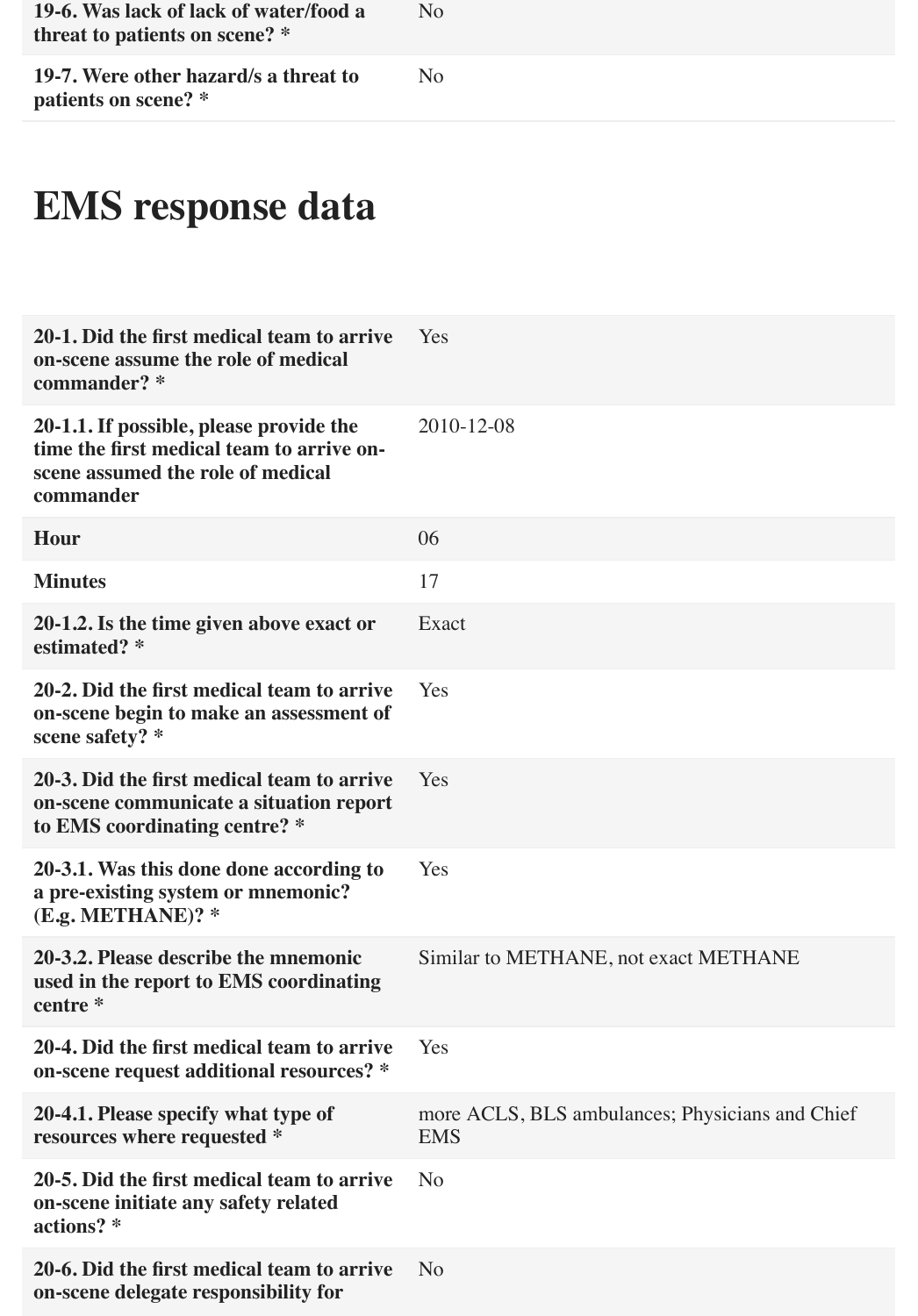| | |
|---|---|
| **19-6. Was lack of lack of water/food a threat to patients on scene? *** | No |
| **19-7. Were other hazard/s a threat to patients on scene? *** | No |

# EMS response data

| | |
|---|---|
| **20-1. Did the first medical team to arrive on-scene assume the role of medical commander? *** | Yes |
| **20-1.1. If possible, please provide the time the first medical team to arrive on-scene assumed the role of medical commander** | 2010-12-08 |
| **Hour** | 06 |
| **Minutes** | 17 |
| **20-1.2. Is the time given above exact or estimated? *** | Exact |
| **20-2. Did the first medical team to arrive on-scene begin to make an assessment of scene safety? *** | Yes |
| **20-3. Did the first medical team to arrive on-scene communicate a situation report to EMS coordinating centre? *** | Yes |
| **20-3.1. Was this done done according to a pre-existing system or mnemonic? (E.g. METHANE)? *** | Yes |
| **20-3.2. Please describe the mnemonic used in the report to EMS coordinating centre *** | Similar to METHANE, not exact METHANE |
| **20-4. Did the first medical team to arrive on-scene request additional resources? *** | Yes |
| **20-4.1. Please specify what type of resources where requested *** | more ACLS, BLS ambulances; Physicians and Chief EMS |
| **20-5. Did the first medical team to arrive on-scene initiate any safety related actions? *** | No |
| **20-6. Did the first medical team to arrive on-scene delegate responsibility for** | No |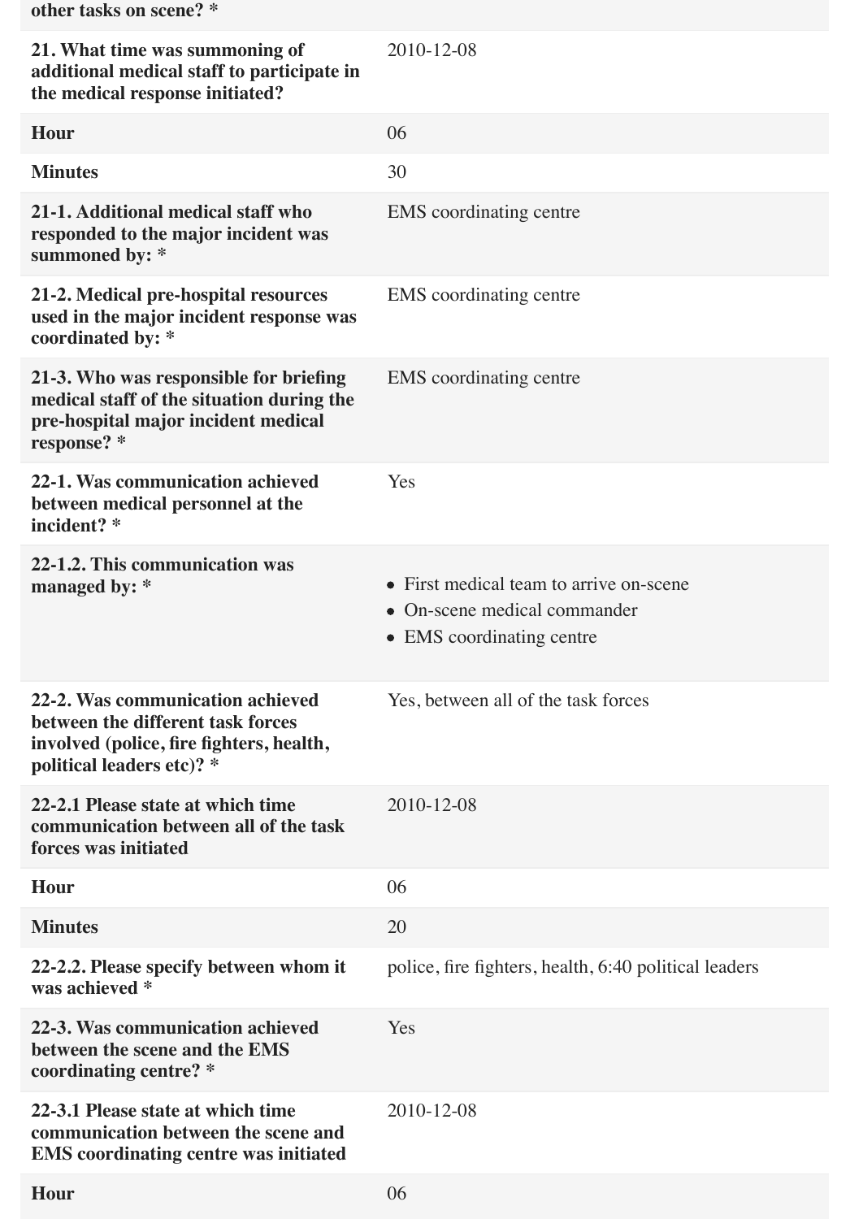| other tasks on scene? * | |
|---|---|
| **21. What time was summoning of additional medical staff to participate in the medical response initiated?** | 2010-12-08 |
| **Hour** | 06 |
| **Minutes** | 30 |
| **21-1. Additional medical staff who responded to the major incident was summoned by: *** | EMS coordinating centre |
| **21-2. Medical pre-hospital resources used in the major incident response was coordinated by: *** | EMS coordinating centre |
| **21-3. Who was responsible for briefing medical staff of the situation during the pre-hospital major incident medical response? *** | EMS coordinating centre |
| **22-1. Was communication achieved between medical personnel at the incident? *** | Yes |
| **22-1.2. This communication was managed by: *** | • First medical team to arrive on-scene<br>• On-scene medical commander<br>• EMS coordinating centre |
| **22-2. Was communication achieved between the different task forces involved (police, fire fighters, health, political leaders etc)? *** | Yes, between all of the task forces |
| **22-2.1 Please state at which time communication between all of the task forces was initiated** | 2010-12-08 |
| **Hour** | 06 |
| **Minutes** | 20 |
| **22-2.2. Please specify between whom it was achieved *** | police, fire fighters, health, 6:40 political leaders |
| **22-3. Was communication achieved between the scene and the EMS coordinating centre? *** | Yes |
| **22-3.1 Please state at which time communication between the scene and EMS coordinating centre was initiated** | 2010-12-08 |
| **Hour** | 06 |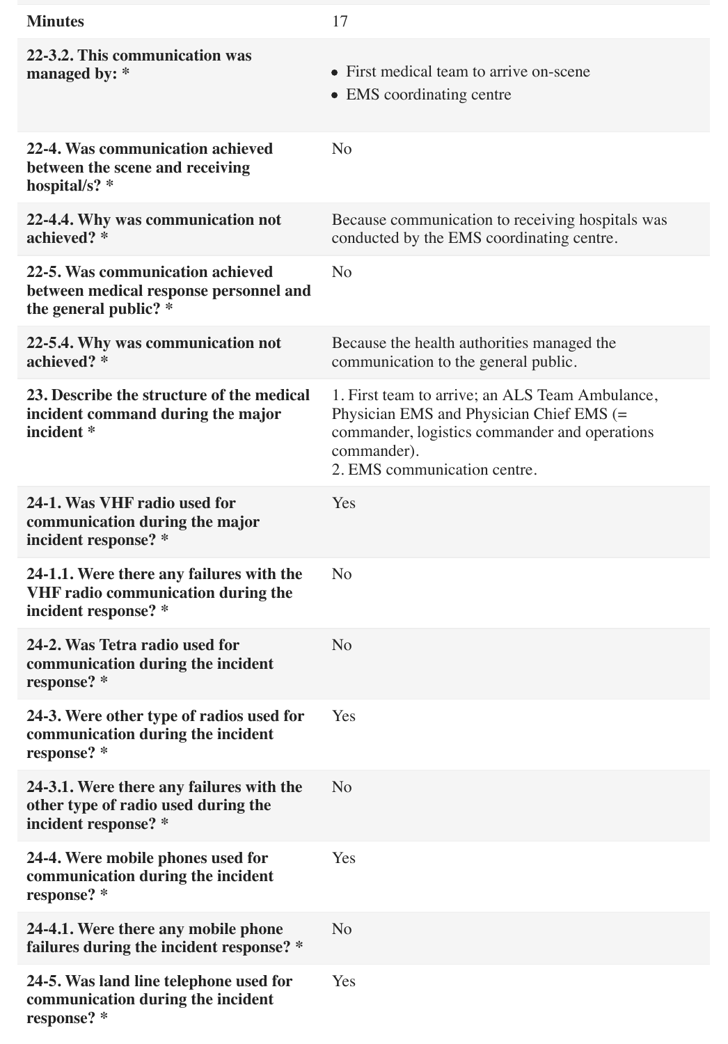| | |
|---|---|
| **Minutes** | 17 |
| **22-3.2. This communication was managed by: *** | • First medical team to arrive on-scene<br>• EMS coordinating centre |
| **22-4. Was communication achieved between the scene and receiving hospital/s? *** | No |
| **22-4.4. Why was communication not achieved? *** | Because communication to receiving hospitals was conducted by the EMS coordinating centre. |
| **22-5. Was communication achieved between medical response personnel and the general public? *** | No |
| **22-5.4. Why was communication not achieved? *** | Because the health authorities managed the communication to the general public. |
| **23. Describe the structure of the medical incident command during the major incident *** | 1. First team to arrive; an ALS Team Ambulance, Physician EMS and Physician Chief EMS (= commander, logistics commander and operations commander).<br>2. EMS communication centre. |
| **24-1. Was VHF radio used for communication during the major incident response? *** | Yes |
| **24-1.1. Were there any failures with the VHF radio communication during the incident response? *** | No |
| **24-2. Was Tetra radio used for communication during the incident response? *** | No |
| **24-3. Were other type of radios used for communication during the incident response? *** | Yes |
| **24-3.1. Were there any failures with the other type of radio used during the incident response? *** | No |
| **24-4. Were mobile phones used for communication during the incident response? *** | Yes |
| **24-4.1. Were there any mobile phone failures during the incident response? *** | No |
| **24-5. Was land line telephone used for communication during the incident response? *** | Yes |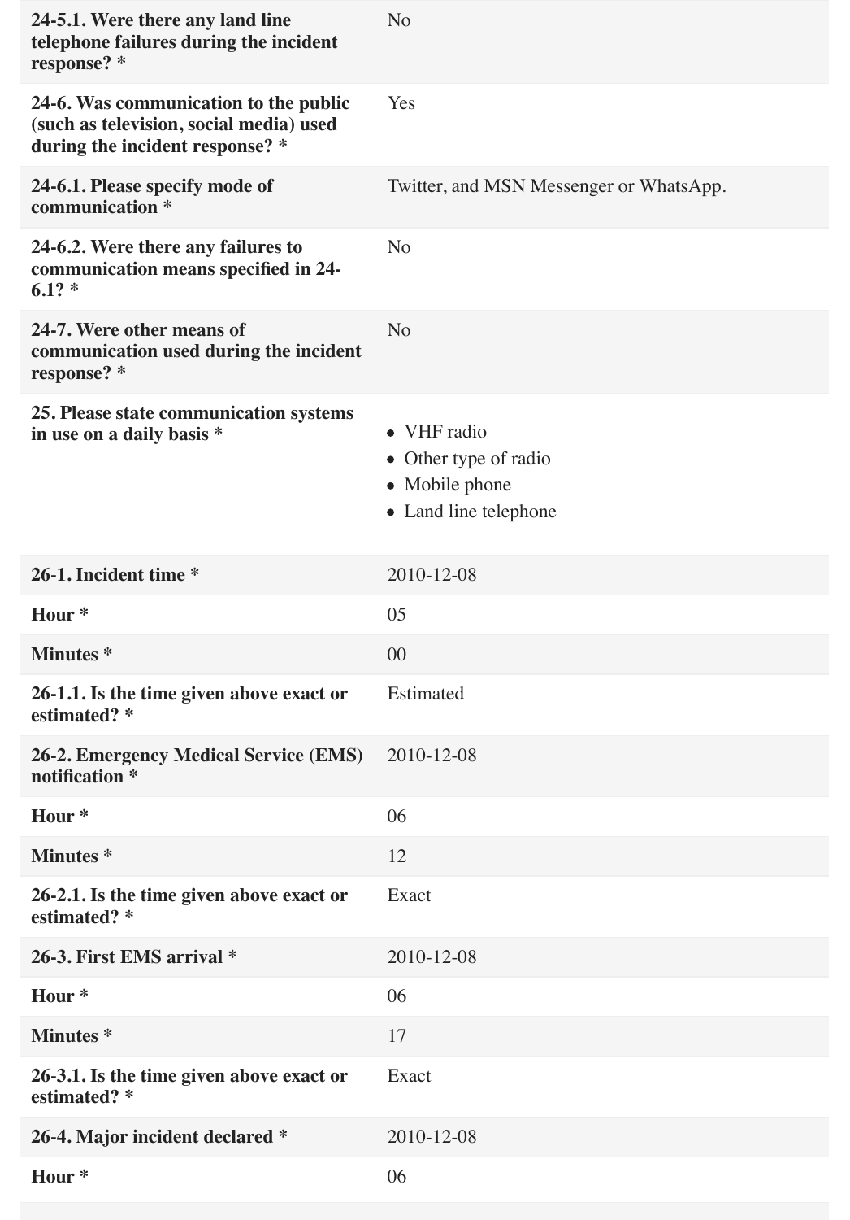| | |
|---|---|
| **24-5.1. Were there any land line telephone failures during the incident response? *** | No |
| **24-6. Was communication to the public (such as television, social media) used during the incident response? *** | Yes |
| **24-6.1. Please specify mode of communication *** | Twitter, and MSN Messenger or WhatsApp. |
| **24-6.2. Were there any failures to communication means specified in 24-6.1? *** | No |
| **24-7. Were other means of communication used during the incident response? *** | No |
| **25. Please state communication systems in use on a daily basis *** | • VHF radio<br>• Other type of radio<br>• Mobile phone<br>• Land line telephone |
| **26-1. Incident time *** | 2010-12-08 |
| **Hour *** | 05 |
| **Minutes *** | 00 |
| **26-1.1. Is the time given above exact or estimated? *** | Estimated |
| **26-2. Emergency Medical Service (EMS) notification *** | 2010-12-08 |
| **Hour *** | 06 |
| **Minutes *** | 12 |
| **26-2.1. Is the time given above exact or estimated? *** | Exact |
| **26-3. First EMS arrival *** | 2010-12-08 |
| **Hour *** | 06 |
| **Minutes *** | 17 |
| **26-3.1. Is the time given above exact or estimated? *** | Exact |
| **26-4. Major incident declared *** | 2010-12-08 |
| **Hour *** | 06 |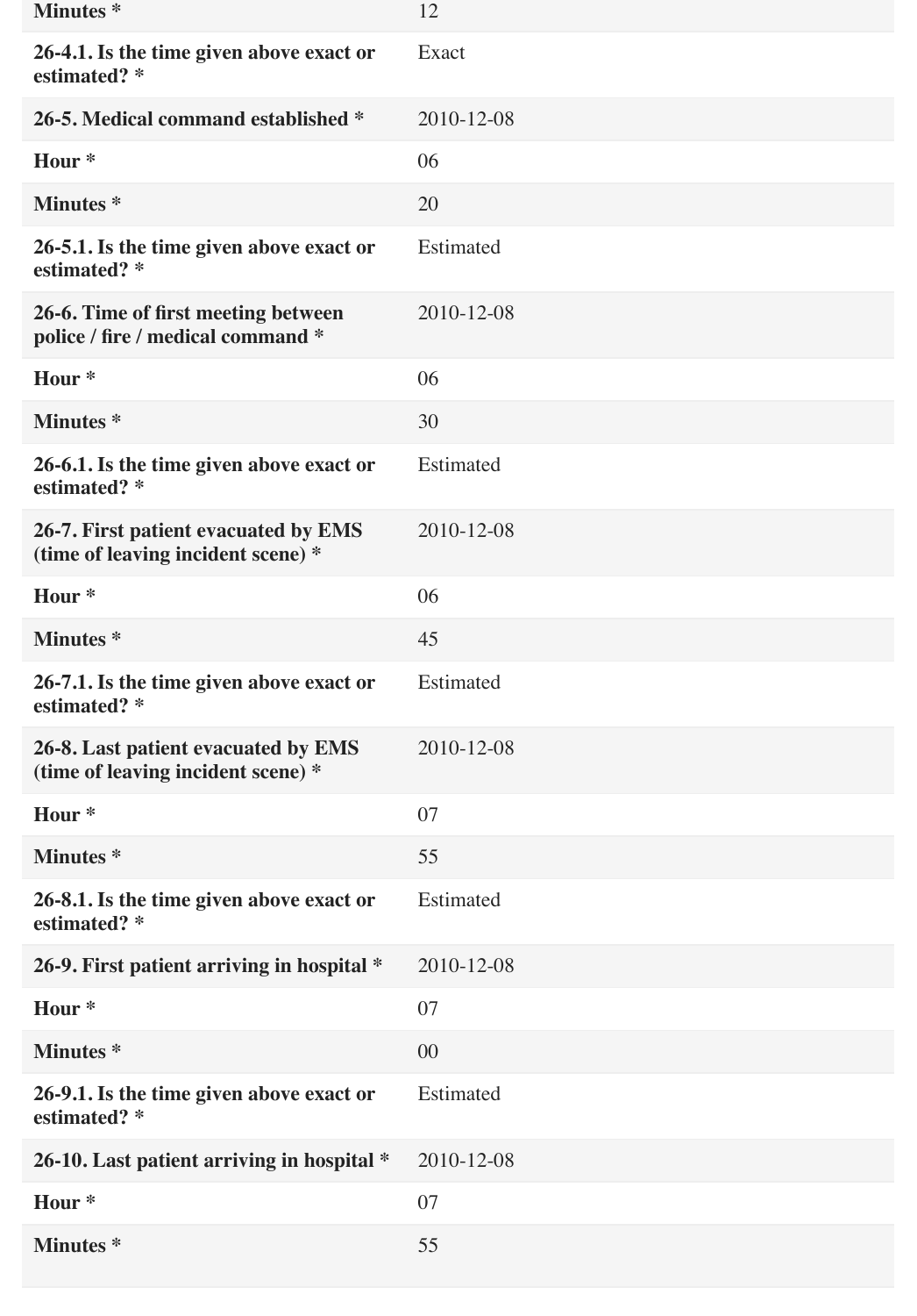| | |
|---|---|
| **Minutes *** | 12 |
| **26-4.1. Is the time given above exact or estimated? *** | Exact |
| **26-5. Medical command established *** | 2010-12-08 |
| **Hour *** | 06 |
| **Minutes *** | 20 |
| **26-5.1. Is the time given above exact or estimated? *** | Estimated |
| **26-6. Time of first meeting between police / fire / medical command *** | 2010-12-08 |
| **Hour *** | 06 |
| **Minutes *** | 30 |
| **26-6.1. Is the time given above exact or estimated? *** | Estimated |
| **26-7. First patient evacuated by EMS (time of leaving incident scene) *** | 2010-12-08 |
| **Hour *** | 06 |
| **Minutes *** | 45 |
| **26-7.1. Is the time given above exact or estimated? *** | Estimated |
| **26-8. Last patient evacuated by EMS (time of leaving incident scene) *** | 2010-12-08 |
| **Hour *** | 07 |
| **Minutes *** | 55 |
| **26-8.1. Is the time given above exact or estimated? *** | Estimated |
| **26-9. First patient arriving in hospital *** | 2010-12-08 |
| **Hour *** | 07 |
| **Minutes *** | 00 |
| **26-9.1. Is the time given above exact or estimated? *** | Estimated |
| **26-10. Last patient arriving in hospital *** | 2010-12-08 |
| **Hour *** | 07 |
| **Minutes *** | 55 |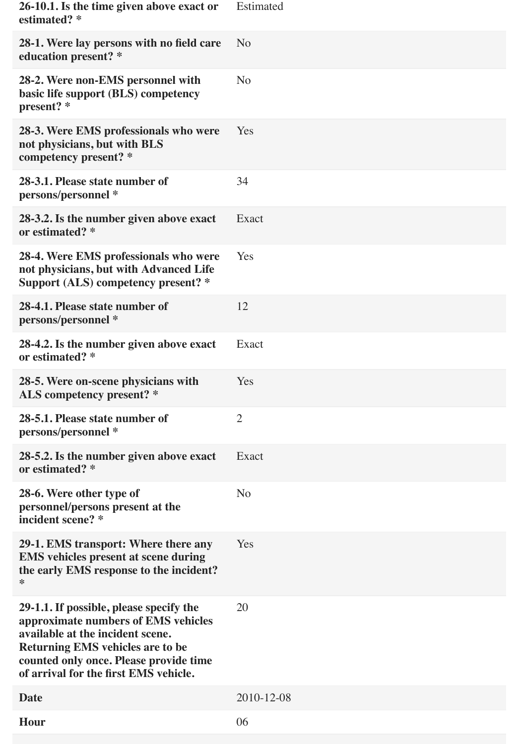| | |
|---|---|
| **26-10.1. Is the time given above exact or estimated? *** | Estimated |
| **28-1. Were lay persons with no field care education present? *** | No |
| **28-2. Were non-EMS personnel with basic life support (BLS) competency present? *** | No |
| **28-3. Were EMS professionals who were not physicians, but with BLS competency present? *** | Yes |
| **28-3.1. Please state number of persons/personnel *** | 34 |
| **28-3.2. Is the number given above exact or estimated? *** | Exact |
| **28-4. Were EMS professionals who were not physicians, but with Advanced Life Support (ALS) competency present? *** | Yes |
| **28-4.1. Please state number of persons/personnel *** | 12 |
| **28-4.2. Is the number given above exact or estimated? *** | Exact |
| **28-5. Were on-scene physicians with ALS competency present? *** | Yes |
| **28-5.1. Please state number of persons/personnel *** | 2 |
| **28-5.2. Is the number given above exact or estimated? *** | Exact |
| **28-6. Were other type of personnel/persons present at the incident scene? *** | No |
| **29-1. EMS transport: Where there any EMS vehicles present at scene during the early EMS response to the incident? *** | Yes |
| **29-1.1. If possible, please specify the approximate numbers of EMS vehicles available at the incident scene. Returning EMS vehicles are to be counted only once. Please provide time of arrival for the first EMS vehicle.** | 20 |
| **Date** | 2010-12-08 |
| **Hour** | 06 |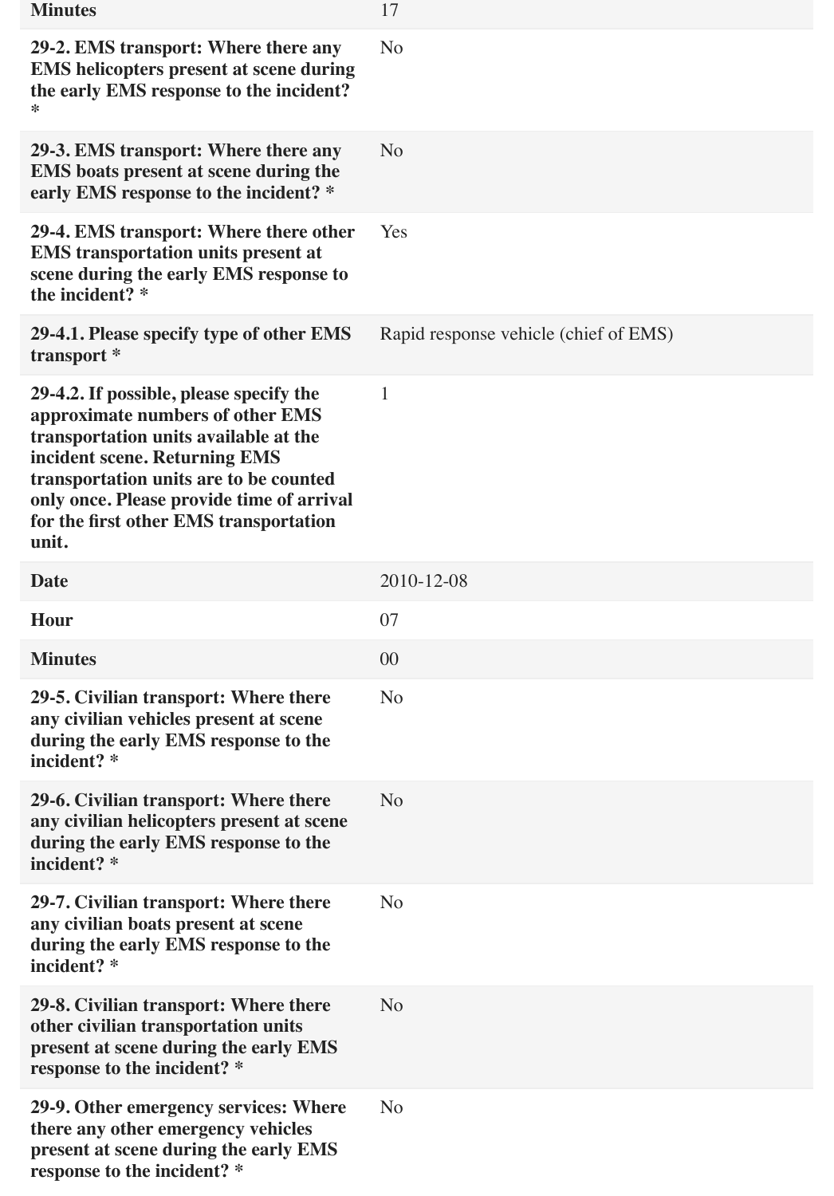| | |
|---|---|
| **Minutes** | 17 |
| **29-2. EMS transport: Where there any EMS helicopters present at scene during the early EMS response to the incident? *** | No |
| **29-3. EMS transport: Where there any EMS boats present at scene during the early EMS response to the incident? *** | No |
| **29-4. EMS transport: Where there other EMS transportation units present at scene during the early EMS response to the incident? *** | Yes |
| **29-4.1. Please specify type of other EMS transport *** | Rapid response vehicle (chief of EMS) |
| **29-4.2. If possible, please specify the approximate numbers of other EMS transportation units available at the incident scene. Returning EMS transportation units are to be counted only once. Please provide time of arrival for the first other EMS transportation unit.** | 1 |
| **Date** | 2010-12-08 |
| **Hour** | 07 |
| **Minutes** | 00 |
| **29-5. Civilian transport: Where there any civilian vehicles present at scene during the early EMS response to the incident? *** | No |
| **29-6. Civilian transport: Where there any civilian helicopters present at scene during the early EMS response to the incident? *** | No |
| **29-7. Civilian transport: Where there any civilian boats present at scene during the early EMS response to the incident? *** | No |
| **29-8. Civilian transport: Where there other civilian transportation units present at scene during the early EMS response to the incident? *** | No |
| **29-9. Other emergency services: Where there any other emergency vehicles present at scene during the early EMS response to the incident? *** | No |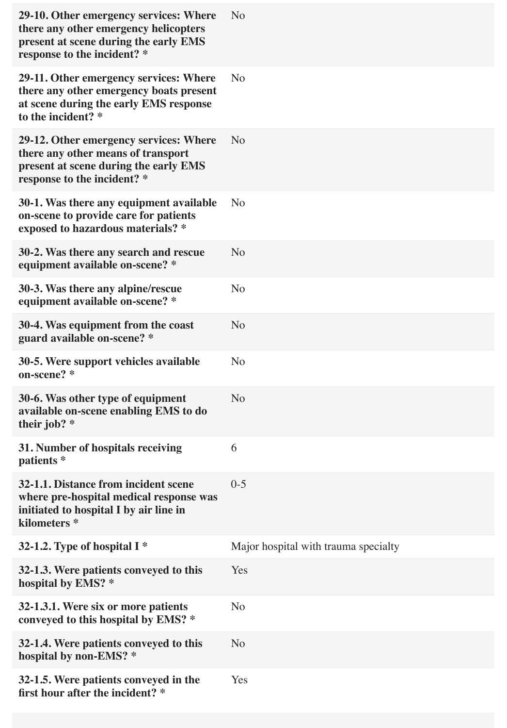| | |
|---|---|
| **29-10. Other emergency services: Where there any other emergency helicopters present at scene during the early EMS response to the incident? *** | No |
| **29-11. Other emergency services: Where there any other emergency boats present at scene during the early EMS response to the incident? *** | No |
| **29-12. Other emergency services: Where there any other means of transport present at scene during the early EMS response to the incident? *** | No |
| **30-1. Was there any equipment available on-scene to provide care for patients exposed to hazardous materials? *** | No |
| **30-2. Was there any search and rescue equipment available on-scene? *** | No |
| **30-3. Was there any alpine/rescue equipment available on-scene? *** | No |
| **30-4. Was equipment from the coast guard available on-scene? *** | No |
| **30-5. Were support vehicles available on-scene? *** | No |
| **30-6. Was other type of equipment available on-scene enabling EMS to do their job? *** | No |
| **31. Number of hospitals receiving patients *** | 6 |
| **32-1.1. Distance from incident scene where pre-hospital medical response was initiated to hospital I by air line in kilometers *** | 0-5 |
| **32-1.2. Type of hospital I *** | Major hospital with trauma specialty |
| **32-1.3. Were patients conveyed to this hospital by EMS? *** | Yes |
| **32-1.3.1. Were six or more patients conveyed to this hospital by EMS? *** | No |
| **32-1.4. Were patients conveyed to this hospital by non-EMS? *** | No |
| **32-1.5. Were patients conveyed in the first hour after the incident? *** | Yes |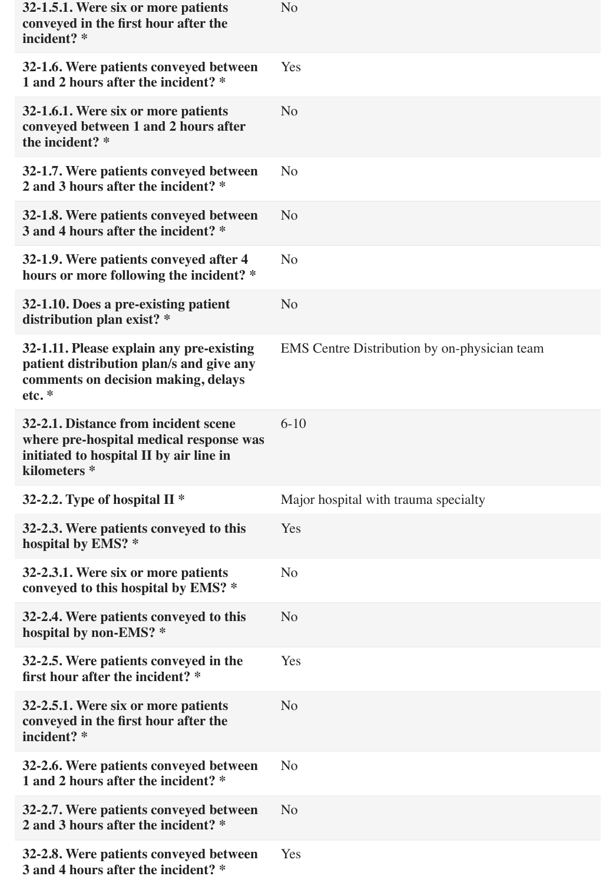| | |
|---|---|
| **32-1.5.1. Were six or more patients conveyed in the first hour after the incident? *** | No |
| **32-1.6. Were patients conveyed between 1 and 2 hours after the incident? *** | Yes |
| **32-1.6.1. Were six or more patients conveyed between 1 and 2 hours after the incident? *** | No |
| **32-1.7. Were patients conveyed between 2 and 3 hours after the incident? *** | No |
| **32-1.8. Were patients conveyed between 3 and 4 hours after the incident? *** | No |
| **32-1.9. Were patients conveyed after 4 hours or more following the incident? *** | No |
| **32-1.10. Does a pre-existing patient distribution plan exist? *** | No |
| **32-1.11. Please explain any pre-existing patient distribution plan/s and give any comments on decision making, delays etc. *** | EMS Centre Distribution by on-physician team |
| **32-2.1. Distance from incident scene where pre-hospital medical response was initiated to hospital II by air line in kilometers *** | 6-10 |
| **32-2.2. Type of hospital II *** | Major hospital with trauma specialty |
| **32-2.3. Were patients conveyed to this hospital by EMS? *** | Yes |
| **32-2.3.1. Were six or more patients conveyed to this hospital by EMS? *** | No |
| **32-2.4. Were patients conveyed to this hospital by non-EMS? *** | No |
| **32-2.5. Were patients conveyed in the first hour after the incident? *** | Yes |
| **32-2.5.1. Were six or more patients conveyed in the first hour after the incident? *** | No |
| **32-2.6. Were patients conveyed between 1 and 2 hours after the incident? *** | No |
| **32-2.7. Were patients conveyed between 2 and 3 hours after the incident? *** | No |
| **32-2.8. Were patients conveyed between 3 and 4 hours after the incident? *** | Yes |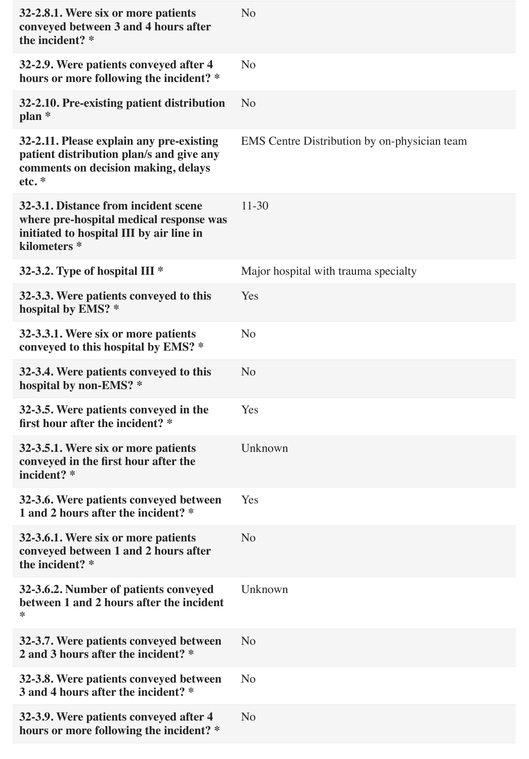| | |
|---|---|
| **32-2.8.1. Were six or more patients conveyed between 3 and 4 hours after the incident? *** | No |
| **32-2.9. Were patients conveyed after 4 hours or more following the incident? *** | No |
| **32-2.10. Pre-existing patient distribution plan *** | No |
| **32-2.11. Please explain any pre-existing patient distribution plan/s and give any comments on decision making, delays etc. *** | EMS Centre Distribution by on-physician team |
| **32-3.1. Distance from incident scene where pre-hospital medical response was initiated to hospital III by air line in kilometers *** | 11-30 |
| **32-3.2. Type of hospital III *** | Major hospital with trauma specialty |
| **32-3.3. Were patients conveyed to this hospital by EMS? *** | Yes |
| **32-3.3.1. Were six or more patients conveyed to this hospital by EMS? *** | No |
| **32-3.4. Were patients conveyed to this hospital by non-EMS? *** | No |
| **32-3.5. Were patients conveyed in the first hour after the incident? *** | Yes |
| **32-3.5.1. Were six or more patients conveyed in the first hour after the incident? *** | Unknown |
| **32-3.6. Were patients conveyed between 1 and 2 hours after the incident? *** | Yes |
| **32-3.6.1. Were six or more patients conveyed between 1 and 2 hours after the incident? *** | No |
| **32-3.6.2. Number of patients conveyed between 1 and 2 hours after the incident *** | Unknown |
| **32-3.7. Were patients conveyed between 2 and 3 hours after the incident? *** | No |
| **32-3.8. Were patients conveyed between 3 and 4 hours after the incident? *** | No |
| **32-3.9. Were patients conveyed after 4 hours or more following the incident? *** | No |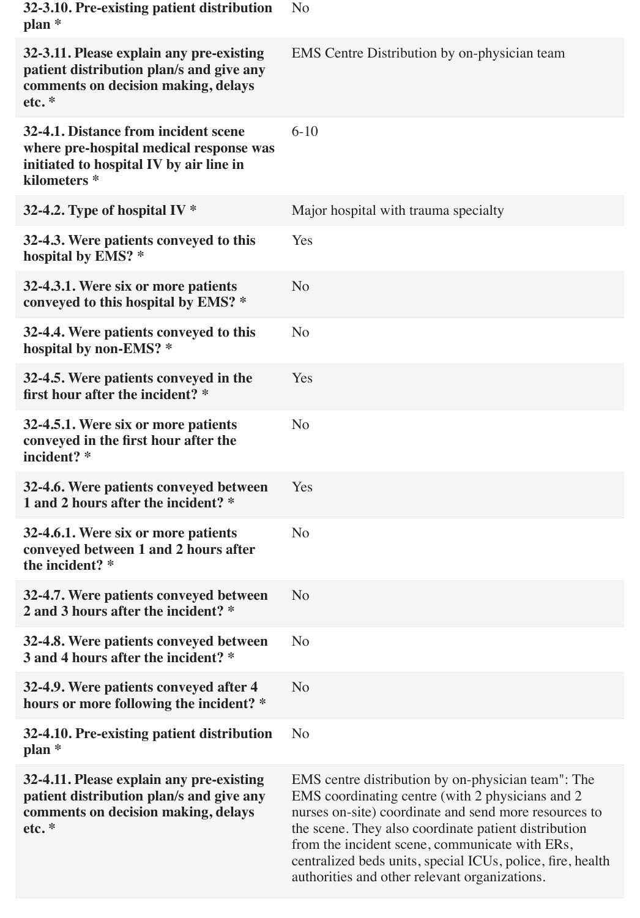| | |
|---|---|
| **32-3.10. Pre-existing patient distribution plan *** | No |
| **32-3.11. Please explain any pre-existing patient distribution plan/s and give any comments on decision making, delays etc. *** | EMS Centre Distribution by on-physician team |
| **32-4.1. Distance from incident scene where pre-hospital medical response was initiated to hospital IV by air line in kilometers *** | 6-10 |
| **32-4.2. Type of hospital IV *** | Major hospital with trauma specialty |
| **32-4.3. Were patients conveyed to this hospital by EMS? *** | Yes |
| **32-4.3.1. Were six or more patients conveyed to this hospital by EMS? *** | No |
| **32-4.4. Were patients conveyed to this hospital by non-EMS? *** | No |
| **32-4.5. Were patients conveyed in the first hour after the incident? *** | Yes |
| **32-4.5.1. Were six or more patients conveyed in the first hour after the incident? *** | No |
| **32-4.6. Were patients conveyed between 1 and 2 hours after the incident? *** | Yes |
| **32-4.6.1. Were six or more patients conveyed between 1 and 2 hours after the incident? *** | No |
| **32-4.7. Were patients conveyed between 2 and 3 hours after the incident? *** | No |
| **32-4.8. Were patients conveyed between 3 and 4 hours after the incident? *** | No |
| **32-4.9. Were patients conveyed after 4 hours or more following the incident? *** | No |
| **32-4.10. Pre-existing patient distribution plan *** | No |
| **32-4.11. Please explain any pre-existing patient distribution plan/s and give any comments on decision making, delays etc. *** | EMS centre distribution by on-physician team": The EMS coordinating centre (with 2 physicians and 2 nurses on-site) coordinate and send more resources to the scene. They also coordinate patient distribution from the incident scene, communicate with ERs, centralized beds units, special ICUs, police, fire, health authorities and other relevant organizations. |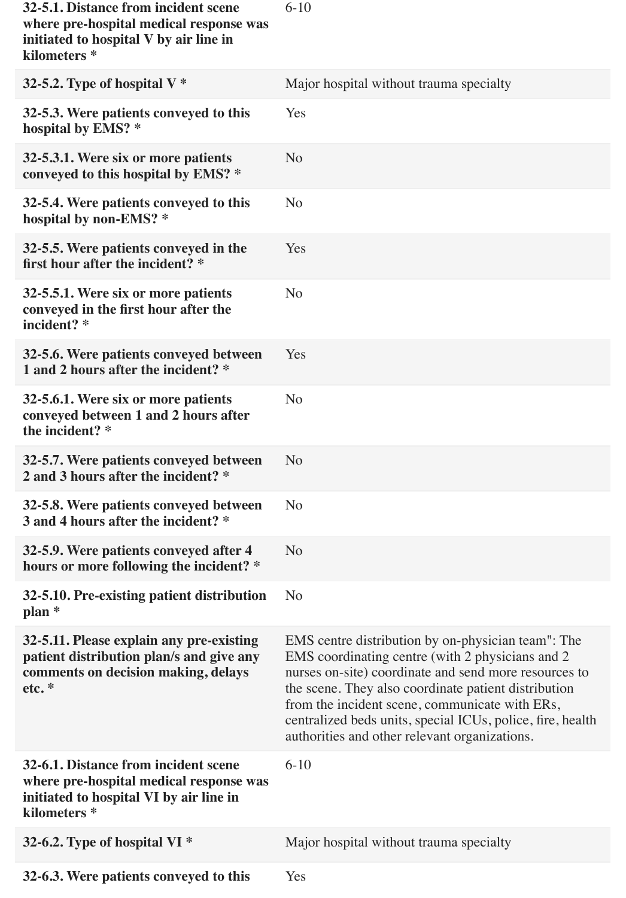| | |
|---|---|
| **32-5.1. Distance from incident scene where pre-hospital medical response was initiated to hospital V by air line in kilometers *** | 6-10 |
| **32-5.2. Type of hospital V *** | Major hospital without trauma specialty |
| **32-5.3. Were patients conveyed to this hospital by EMS? *** | Yes |
| **32-5.3.1. Were six or more patients conveyed to this hospital by EMS? *** | No |
| **32-5.4. Were patients conveyed to this hospital by non-EMS? *** | No |
| **32-5.5. Were patients conveyed in the first hour after the incident? *** | Yes |
| **32-5.5.1. Were six or more patients conveyed in the first hour after the incident? *** | No |
| **32-5.6. Were patients conveyed between 1 and 2 hours after the incident? *** | Yes |
| **32-5.6.1. Were six or more patients conveyed between 1 and 2 hours after the incident? *** | No |
| **32-5.7. Were patients conveyed between 2 and 3 hours after the incident? *** | No |
| **32-5.8. Were patients conveyed between 3 and 4 hours after the incident? *** | No |
| **32-5.9. Were patients conveyed after 4 hours or more following the incident? *** | No |
| **32-5.10. Pre-existing patient distribution plan *** | No |
| **32-5.11. Please explain any pre-existing patient distribution plan/s and give any comments on decision making, delays etc. *** | EMS centre distribution by on-physician team": The EMS coordinating centre (with 2 physicians and 2 nurses on-site) coordinate and send more resources to the scene. They also coordinate patient distribution from the incident scene, communicate with ERs, centralized beds units, special ICUs, police, fire, health authorities and other relevant organizations. |
| **32-6.1. Distance from incident scene where pre-hospital medical response was initiated to hospital VI by air line in kilometers *** | 6-10 |
| **32-6.2. Type of hospital VI *** | Major hospital without trauma specialty |
| **32-6.3. Were patients conveyed to this** | Yes |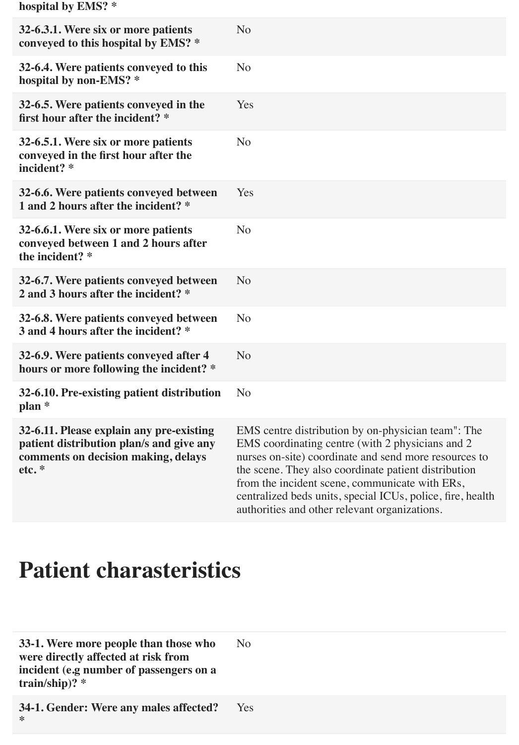hospital by EMS? *

| | |
|---|---|
| **32-6.3.1. Were six or more patients conveyed to this hospital by EMS? *** | No |
| **32-6.4. Were patients conveyed to this hospital by non-EMS? *** | No |
| **32-6.5. Were patients conveyed in the first hour after the incident? *** | Yes |
| **32-6.5.1. Were six or more patients conveyed in the first hour after the incident? *** | No |
| **32-6.6. Were patients conveyed between 1 and 2 hours after the incident? *** | Yes |
| **32-6.6.1. Were six or more patients conveyed between 1 and 2 hours after the incident? *** | No |
| **32-6.7. Were patients conveyed between 2 and 3 hours after the incident? *** | No |
| **32-6.8. Were patients conveyed between 3 and 4 hours after the incident? *** | No |
| **32-6.9. Were patients conveyed after 4 hours or more following the incident? *** | No |
| **32-6.10. Pre-existing patient distribution plan *** | No |
| **32-6.11. Please explain any pre-existing patient distribution plan/s and give any comments on decision making, delays etc. *** | EMS centre distribution by on-physician team": The EMS coordinating centre (with 2 physicians and 2 nurses on-site) coordinate and send more resources to the scene. They also coordinate patient distribution from the incident scene, communicate with ERs, centralized beds units, special ICUs, police, fire, health authorities and other relevant organizations. |

# Patient charasteristics

| | |
|---|---|
| **33-1. Were more people than those who were directly affected at risk from incident (e.g number of passengers on a train/ship)? *** | No |
| **34-1. Gender: Were any males affected? *** | Yes |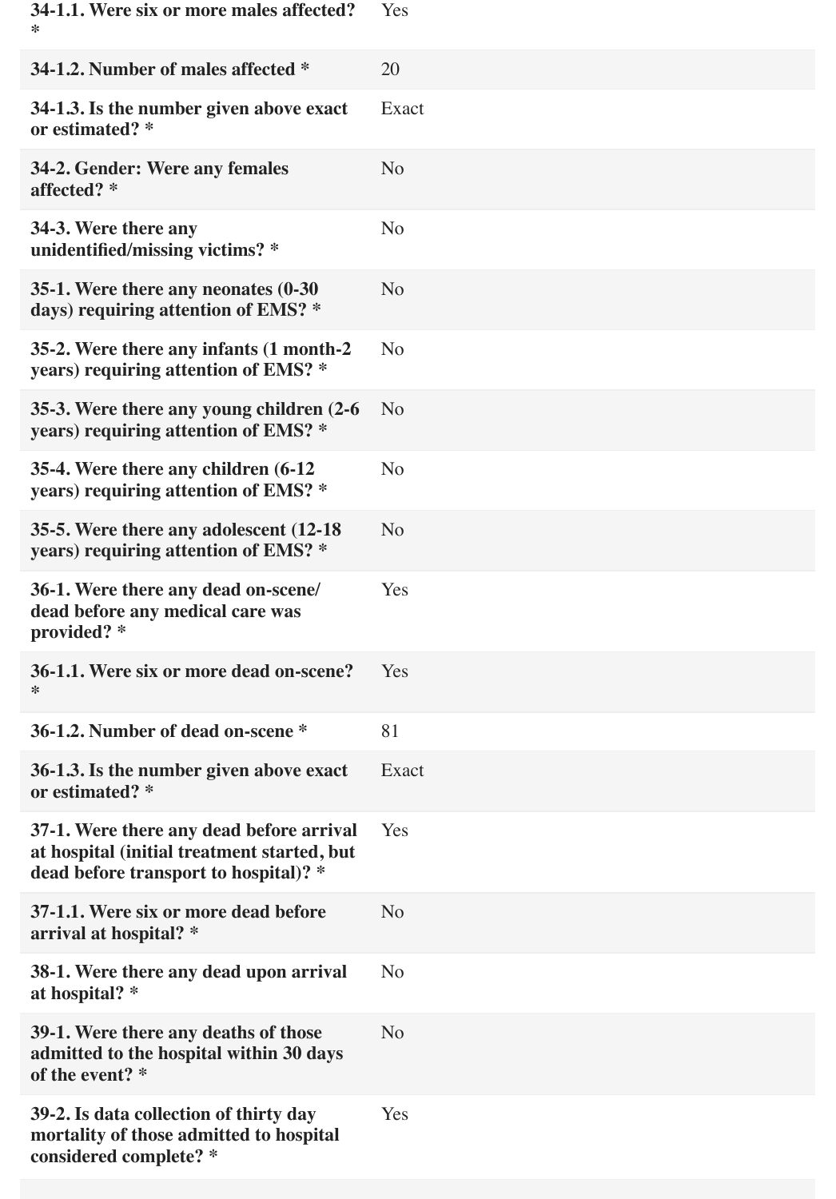| | |
|---|---|
| **34-1.1. Were six or more males affected? *** | Yes |
| **34-1.2. Number of males affected *** | 20 |
| **34-1.3. Is the number given above exact or estimated? *** | Exact |
| **34-2. Gender: Were any females affected? *** | No |
| **34-3. Were there any unidentified/missing victims? *** | No |
| **35-1. Were there any neonates (0-30 days) requiring attention of EMS? *** | No |
| **35-2. Were there any infants (1 month-2 years) requiring attention of EMS? *** | No |
| **35-3. Were there any young children (2-6 years) requiring attention of EMS? *** | No |
| **35-4. Were there any children (6-12 years) requiring attention of EMS? *** | No |
| **35-5. Were there any adolescent (12-18 years) requiring attention of EMS? *** | No |
| **36-1. Were there any dead on-scene/ dead before any medical care was provided? *** | Yes |
| **36-1.1. Were six or more dead on-scene? *** | Yes |
| **36-1.2. Number of dead on-scene *** | 81 |
| **36-1.3. Is the number given above exact or estimated? *** | Exact |
| **37-1. Were there any dead before arrival at hospital (initial treatment started, but dead before transport to hospital)? *** | Yes |
| **37-1.1. Were six or more dead before arrival at hospital? *** | No |
| **38-1. Were there any dead upon arrival at hospital? *** | No |
| **39-1. Were there any deaths of those admitted to the hospital within 30 days of the event? *** | No |
| **39-2. Is data collection of thirty day mortality of those admitted to hospital considered complete? *** | Yes |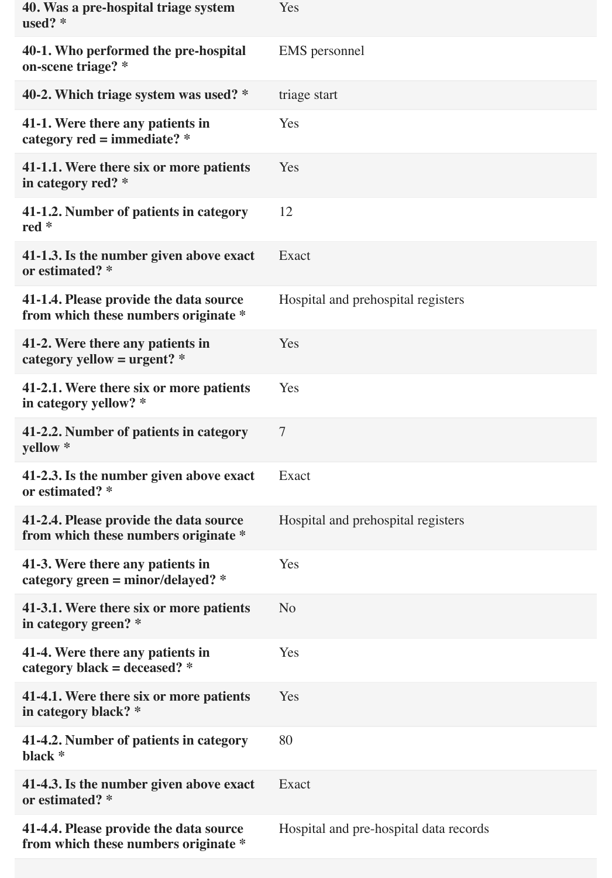| | |
|---|---|
| **40. Was a pre-hospital triage system used? *** | Yes |
| **40-1. Who performed the pre-hospital on-scene triage? *** | EMS personnel |
| **40-2. Which triage system was used? *** | triage start |
| **41-1. Were there any patients in category red = immediate? *** | Yes |
| **41-1.1. Were there six or more patients in category red? *** | Yes |
| **41-1.2. Number of patients in category red *** | 12 |
| **41-1.3. Is the number given above exact or estimated? *** | Exact |
| **41-1.4. Please provide the data source from which these numbers originate *** | Hospital and prehospital registers |
| **41-2. Were there any patients in category yellow = urgent? *** | Yes |
| **41-2.1. Were there six or more patients in category yellow? *** | Yes |
| **41-2.2. Number of patients in category yellow *** | 7 |
| **41-2.3. Is the number given above exact or estimated? *** | Exact |
| **41-2.4. Please provide the data source from which these numbers originate *** | Hospital and prehospital registers |
| **41-3. Were there any patients in category green = minor/delayed? *** | Yes |
| **41-3.1. Were there six or more patients in category green? *** | No |
| **41-4. Were there any patients in category black = deceased? *** | Yes |
| **41-4.1. Were there six or more patients in category black? *** | Yes |
| **41-4.2. Number of patients in category black *** | 80 |
| **41-4.3. Is the number given above exact or estimated? *** | Exact |
| **41-4.4. Please provide the data source from which these numbers originate *** | Hospital and pre-hospital data records |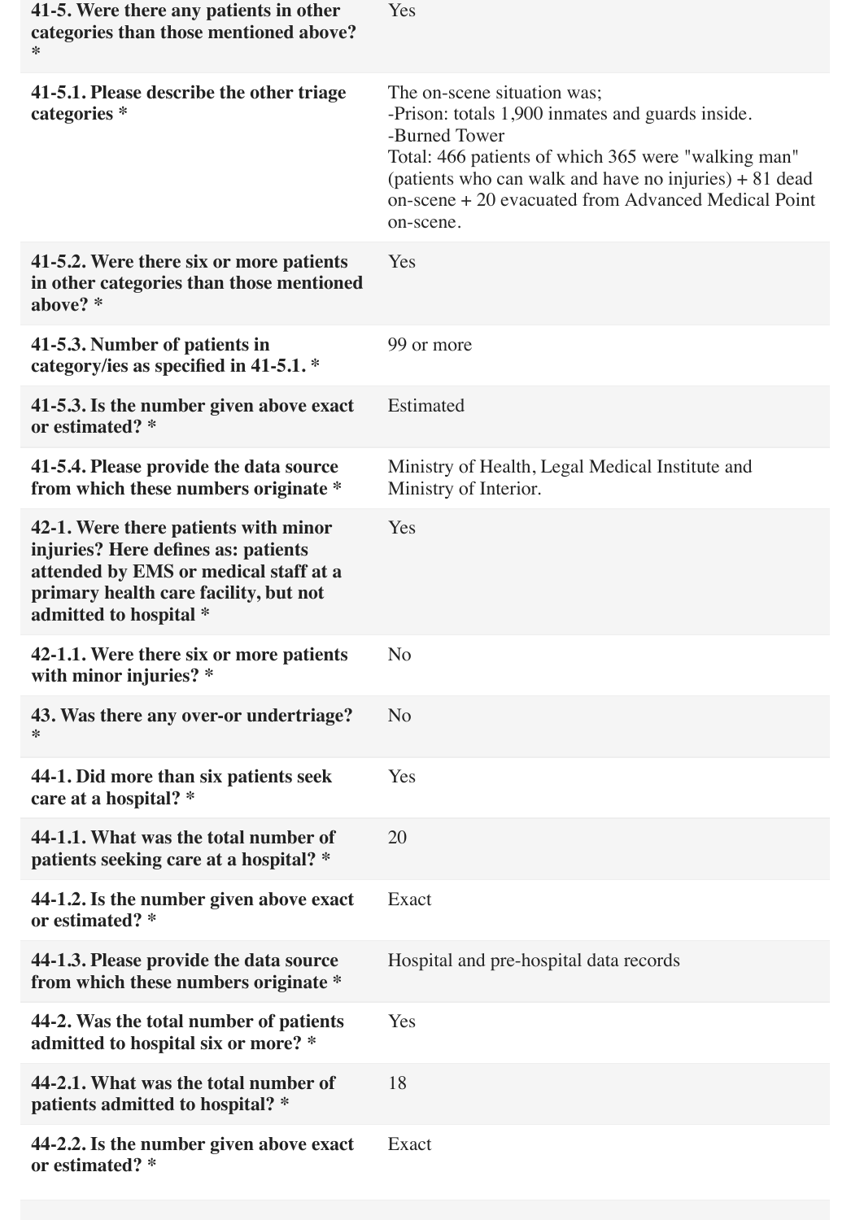| | |
|---|---|
| **41-5. Were there any patients in other categories than those mentioned above? *** | Yes |
| **41-5.1. Please describe the other triage categories *** | The on-scene situation was;<br>-Prison: totals 1,900 inmates and guards inside.<br>-Burned Tower<br>Total: 466 patients of which 365 were "walking man" (patients who can walk and have no injuries) + 81 dead on-scene + 20 evacuated from Advanced Medical Point on-scene. |
| **41-5.2. Were there six or more patients in other categories than those mentioned above? *** | Yes |
| **41-5.3. Number of patients in category/ies as specified in 41-5.1. *** | 99 or more |
| **41-5.3. Is the number given above exact or estimated? *** | Estimated |
| **41-5.4. Please provide the data source from which these numbers originate *** | Ministry of Health, Legal Medical Institute and Ministry of Interior. |
| **42-1. Were there patients with minor injuries? Here defines as: patients attended by EMS or medical staff at a primary health care facility, but not admitted to hospital *** | Yes |
| **42-1.1. Were there six or more patients with minor injuries? *** | No |
| **43. Was there any over-or undertriage? *** | No |
| **44-1. Did more than six patients seek care at a hospital? *** | Yes |
| **44-1.1. What was the total number of patients seeking care at a hospital? *** | 20 |
| **44-1.2. Is the number given above exact or estimated? *** | Exact |
| **44-1.3. Please provide the data source from which these numbers originate *** | Hospital and pre-hospital data records |
| **44-2. Was the total number of patients admitted to hospital six or more? *** | Yes |
| **44-2.1. What was the total number of patients admitted to hospital? *** | 18 |
| **44-2.2. Is the number given above exact or estimated? *** | Exact |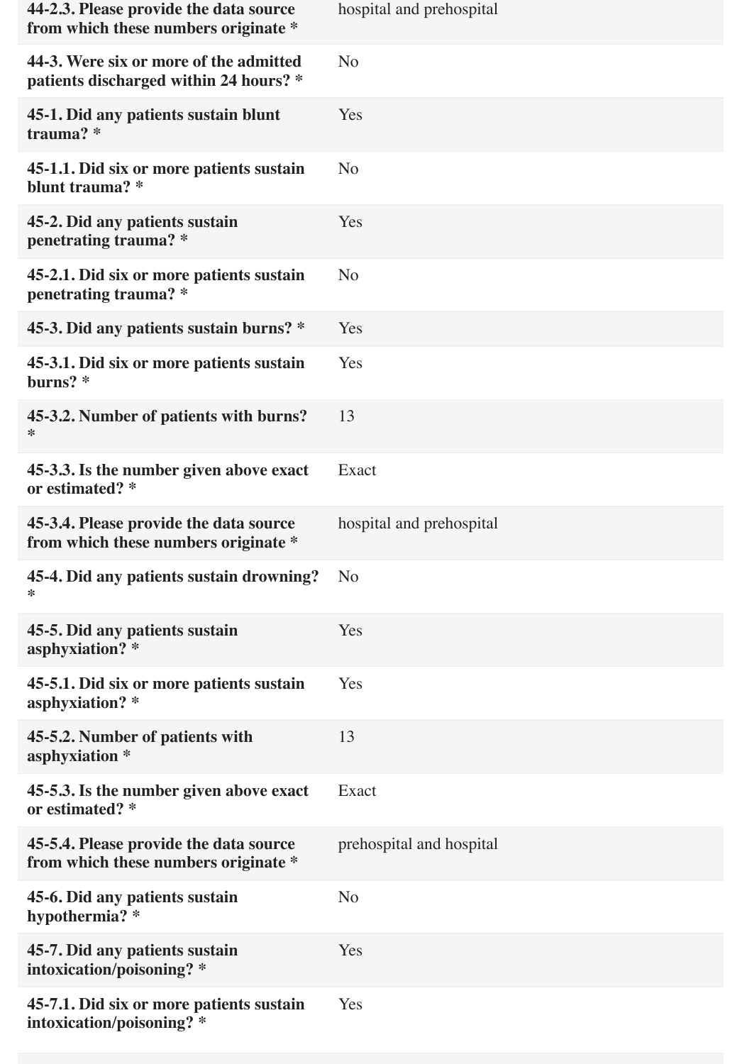| | |
|---|---|
| **44-2.3. Please provide the data source from which these numbers originate *** | hospital and prehospital |
| **44-3. Were six or more of the admitted patients discharged within 24 hours? *** | No |
| **45-1. Did any patients sustain blunt trauma? *** | Yes |
| **45-1.1. Did six or more patients sustain blunt trauma? *** | No |
| **45-2. Did any patients sustain penetrating trauma? *** | Yes |
| **45-2.1. Did six or more patients sustain penetrating trauma? *** | No |
| **45-3. Did any patients sustain burns? *** | Yes |
| **45-3.1. Did six or more patients sustain burns? *** | Yes |
| **45-3.2. Number of patients with burns? *** | 13 |
| **45-3.3. Is the number given above exact or estimated? *** | Exact |
| **45-3.4. Please provide the data source from which these numbers originate *** | hospital and prehospital |
| **45-4. Did any patients sustain drowning? *** | No |
| **45-5. Did any patients sustain asphyxiation? *** | Yes |
| **45-5.1. Did six or more patients sustain asphyxiation? *** | Yes |
| **45-5.2. Number of patients with asphyxiation *** | 13 |
| **45-5.3. Is the number given above exact or estimated? *** | Exact |
| **45-5.4. Please provide the data source from which these numbers originate *** | prehospital and hospital |
| **45-6. Did any patients sustain hypothermia? *** | No |
| **45-7. Did any patients sustain intoxication/poisoning? *** | Yes |
| **45-7.1. Did six or more patients sustain intoxication/poisoning? *** | Yes |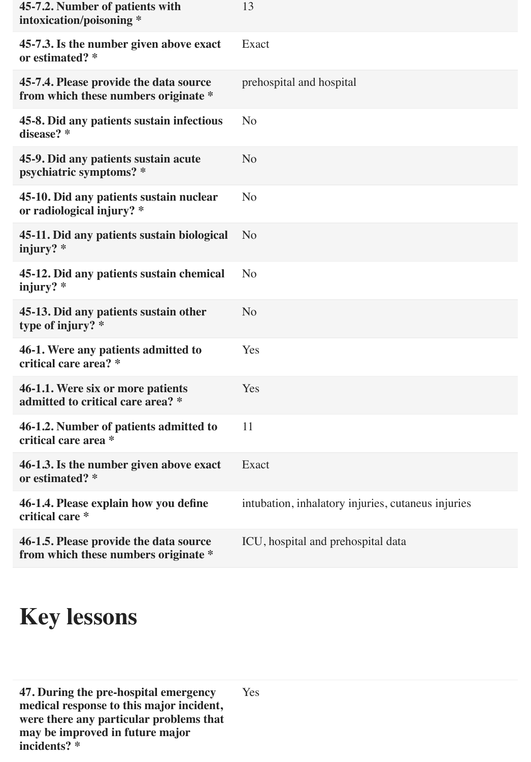| | |
|---|---|
| **45-7.2. Number of patients with intoxication/poisoning *** | 13 |
| **45-7.3. Is the number given above exact or estimated? *** | Exact |
| **45-7.4. Please provide the data source from which these numbers originate *** | prehospital and hospital |
| **45-8. Did any patients sustain infectious disease? *** | No |
| **45-9. Did any patients sustain acute psychiatric symptoms? *** | No |
| **45-10. Did any patients sustain nuclear or radiological injury? *** | No |
| **45-11. Did any patients sustain biological injury? *** | No |
| **45-12. Did any patients sustain chemical injury? *** | No |
| **45-13. Did any patients sustain other type of injury? *** | No |
| **46-1. Were any patients admitted to critical care area? *** | Yes |
| **46-1.1. Were six or more patients admitted to critical care area? *** | Yes |
| **46-1.2. Number of patients admitted to critical care area *** | 11 |
| **46-1.3. Is the number given above exact or estimated? *** | Exact |
| **46-1.4. Please explain how you define critical care *** | intubation, inhalatory injuries, cutaneus injuries |
| **46-1.5. Please provide the data source from which these numbers originate *** | ICU, hospital and prehospital data |

# Key lessons

| | |
|---|---|
| **47. During the pre-hospital emergency medical response to this major incident, were there any particular problems that may be improved in future major incidents? *** | Yes |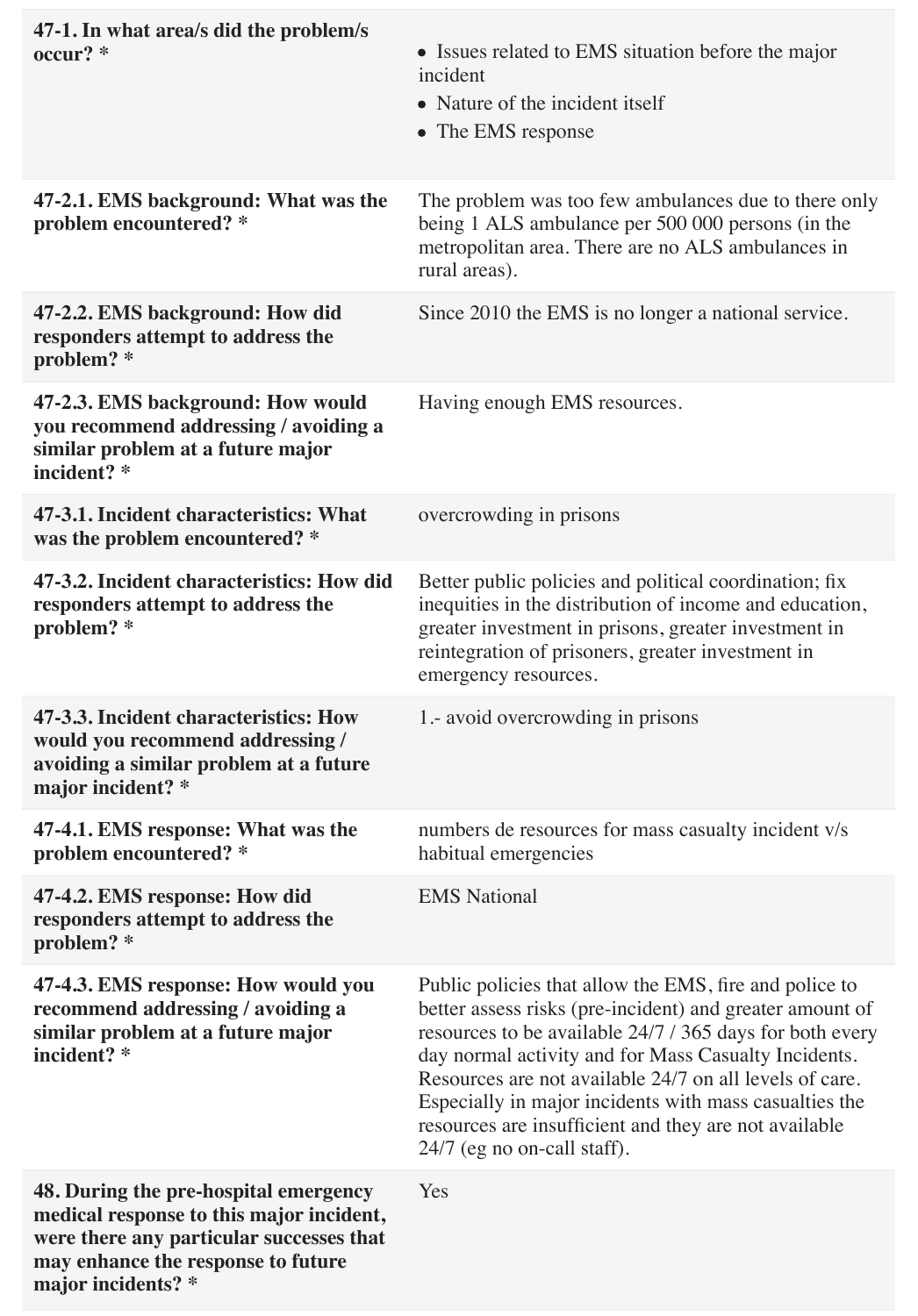| | |
|---|---|
| **47-1. In what area/s did the problem/s occur? *** | • Issues related to EMS situation before the major incident<br>• Nature of the incident itself<br>• The EMS response |
| **47-2.1. EMS background: What was the problem encountered? *** | The problem was too few ambulances due to there only being 1 ALS ambulance per 500 000 persons (in the metropolitan area. There are no ALS ambulances in rural areas). |
| **47-2.2. EMS background: How did responders attempt to address the problem? *** | Since 2010 the EMS is no longer a national service. |
| **47-2.3. EMS background: How would you recommend addressing / avoiding a similar problem at a future major incident? *** | Having enough EMS resources. |
| **47-3.1. Incident characteristics: What was the problem encountered? *** | overcrowding in prisons |
| **47-3.2. Incident characteristics: How did responders attempt to address the problem? *** | Better public policies and political coordination; fix inequities in the distribution of income and education, greater investment in prisons, greater investment in reintegration of prisoners, greater investment in emergency resources. |
| **47-3.3. Incident characteristics: How would you recommend addressing / avoiding a similar problem at a future major incident? *** | 1.- avoid overcrowding in prisons |
| **47-4.1. EMS response: What was the problem encountered? *** | numbers de resources for mass casualty incident v/s habitual emergencies |
| **47-4.2. EMS response: How did responders attempt to address the problem? *** | EMS National |
| **47-4.3. EMS response: How would you recommend addressing / avoiding a similar problem at a future major incident? *** | Public policies that allow the EMS, fire and police to better assess risks (pre-incident) and greater amount of resources to be available 24/7 / 365 days for both every day normal activity and for Mass Casualty Incidents. Resources are not available 24/7 on all levels of care. Especially in major incidents with mass casualties the resources are insufficient and they are not available 24/7 (eg no on-call staff). |
| **48. During the pre-hospital emergency medical response to this major incident, were there any particular successes that may enhance the response to future major incidents? *** | Yes |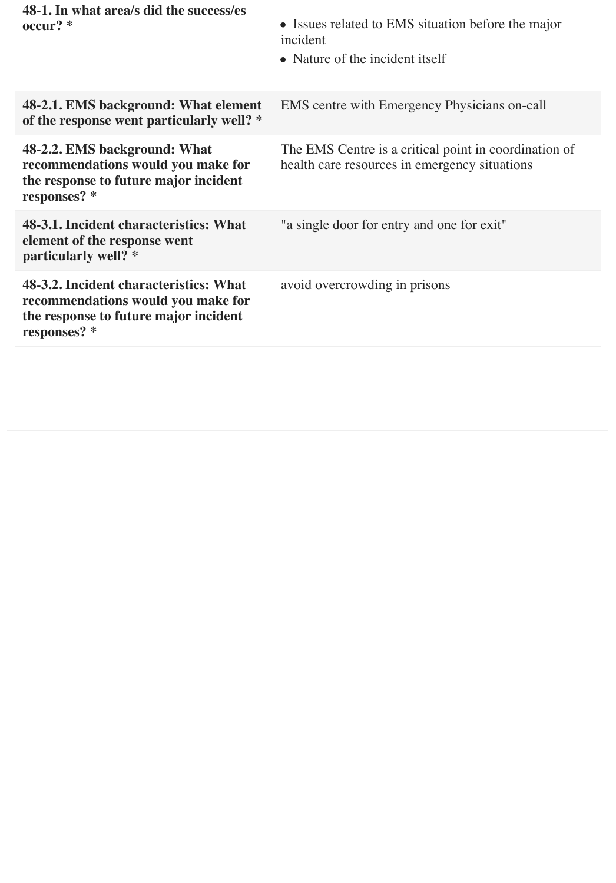| | |
|---|---|
| **48-1. In what area/s did the success/es occur? *** | • Issues related to EMS situation before the major incident<br>• Nature of the incident itself |
| **48-2.1. EMS background: What element of the response went particularly well? *** | EMS centre with Emergency Physicians on-call |
| **48-2.2. EMS background: What recommendations would you make for the response to future major incident responses? *** | The EMS Centre is a critical point in coordination of health care resources in emergency situations |
| **48-3.1. Incident characteristics: What element of the response went particularly well? *** | "a single door for entry and one for exit" |
| **48-3.2. Incident characteristics: What recommendations would you make for the response to future major incident responses? *** | avoid overcrowding in prisons |